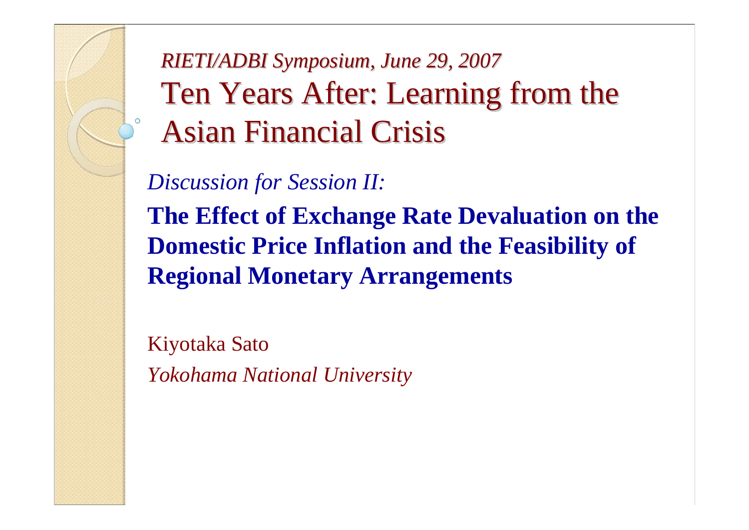*RIETI/ADBI Symposium, June 29, 2007*

# Ten Years After: Learning from the Asian Financial Crisis

*Discussion for Session II:*

**The Effect of Exchange Rate Devaluation on the Domestic Price Inflation and the Feasibility of Regional Monetary Arrangements**

Kiyotaka Sato

*Yokohama National University*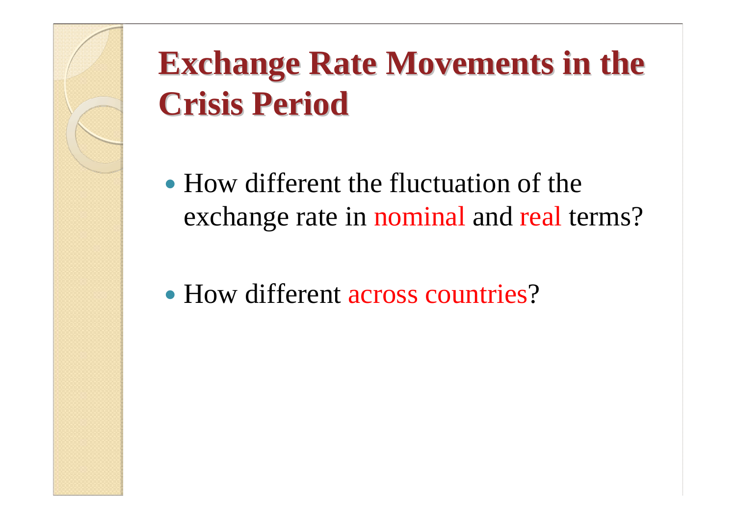# Exchange Rate Movements in the Crisis Period

- How different the fluctuation of the exchange rate in nominal and real terms?
- How different across countries?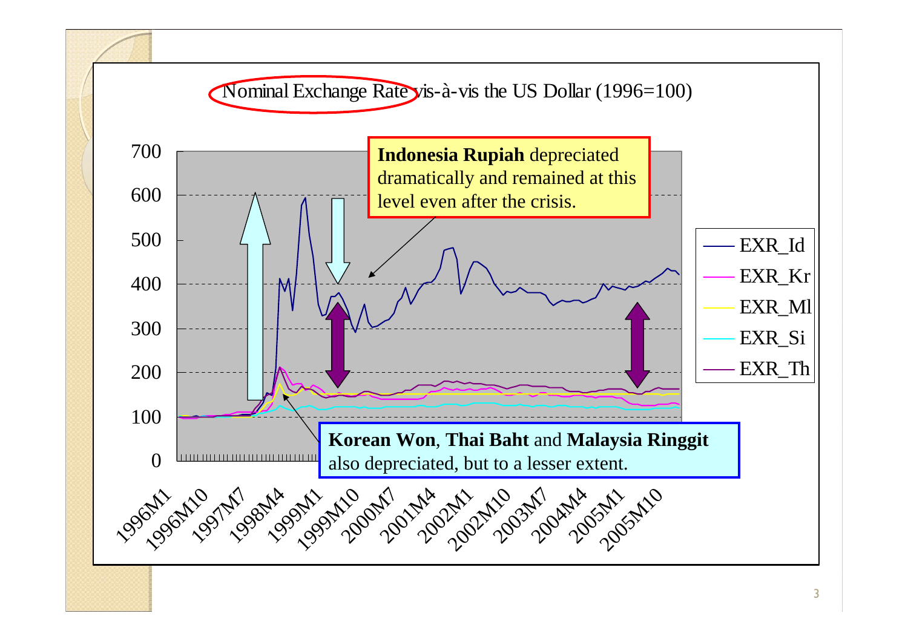Nominal Exchange Rate vis-à-vis the US Dollar (1996=100)

**Indonesia Rupiah** depreciated dramatically and remained at this level even after the crisis.

**Korean Won**, **Thai Baht** and **Malaysia Ringgit** also depreciated, but to a lesser extent.

EXR_Id
EXR_Kr
EXR_Ml
EXR_Si
EXR_Th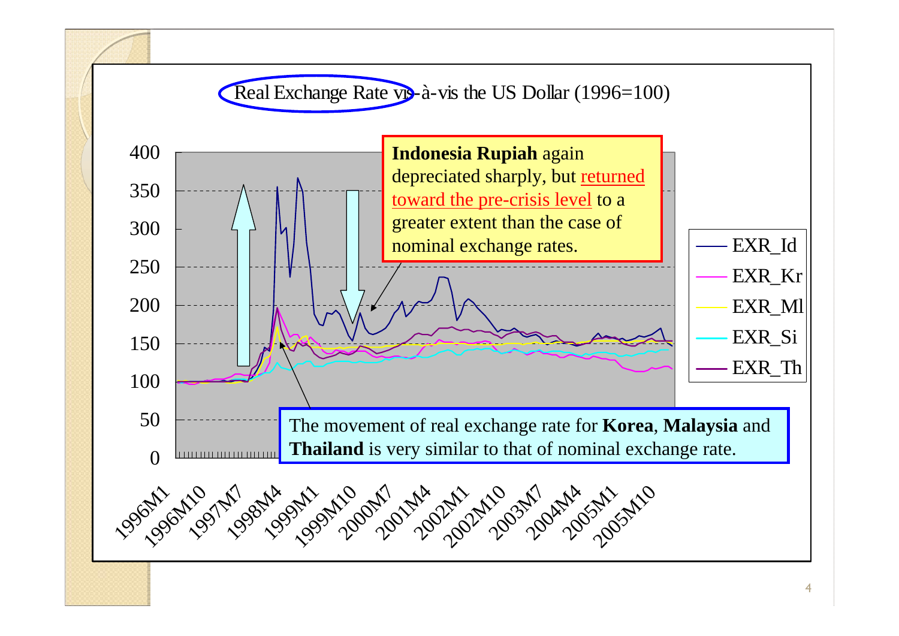# Real Exchange Rate vis-à-vis the US Dollar (1996=100)

**Indonesia Rupiah** again depreciated sharply, but returned toward the pre-crisis level to a greater extent than the case of nominal exchange rates.

The movement of real exchange rate for **Korea**, **Malaysia** and **Thailand** is very similar to that of nominal exchange rate.

Legend: EXR_Id, EXR_Kr, EXR_Ml, EXR_Si, EXR_Th

Y-axis: 0, 50, 100, 150, 200, 250, 300, 350, 400

X-axis: 1996M1, 1996M10, 1997M7, 1998M4, 1999M1, 1999M10, 2000M7, 2001M4, 2002M1, 2002M10, 2003M7, 2004M4, 2005M1, 2005M10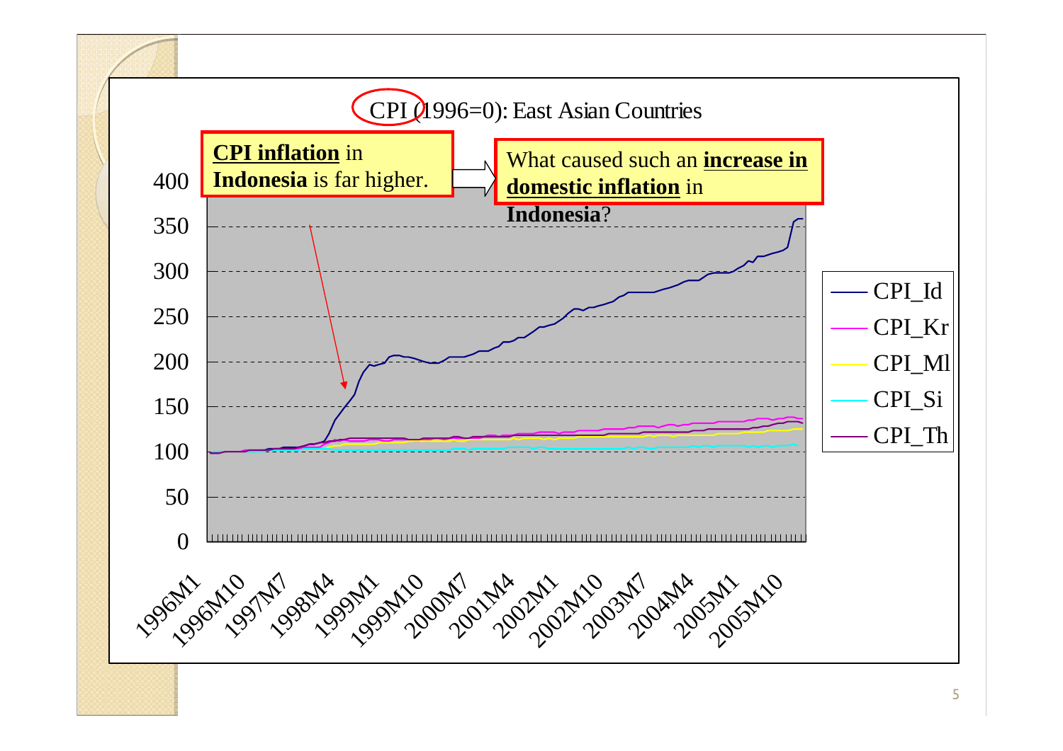CPI (1996=0): East Asian Countries

**CPI inflation** in **Indonesia** is far higher.

What caused such an **increase in domestic inflation** in **Indonesia**?

400
350
300
250
200
150
100
50
0

1996M1, 1996M10, 1997M7, 1998M4, 1999M1, 1999M10, 2000M7, 2001M4, 2002M1, 2002M10, 2003M7, 2004M4, 2005M1, 2005M10

- CPI_Id
- CPI_Kr
- CPI_Ml
- CPI_Si
- CPI_Th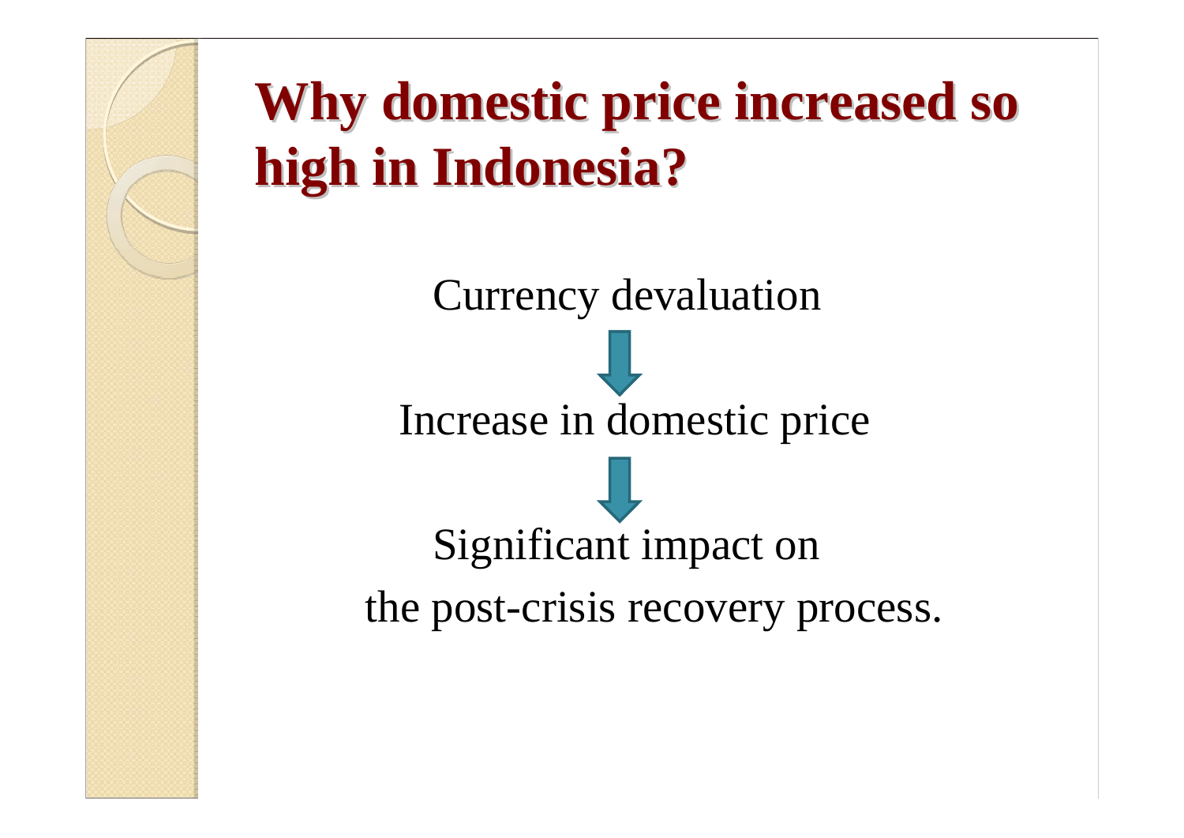# Why domestic price increased so high in Indonesia?

Currency devaluation

↓

Increase in domestic price

↓

Significant impact on the post-crisis recovery process.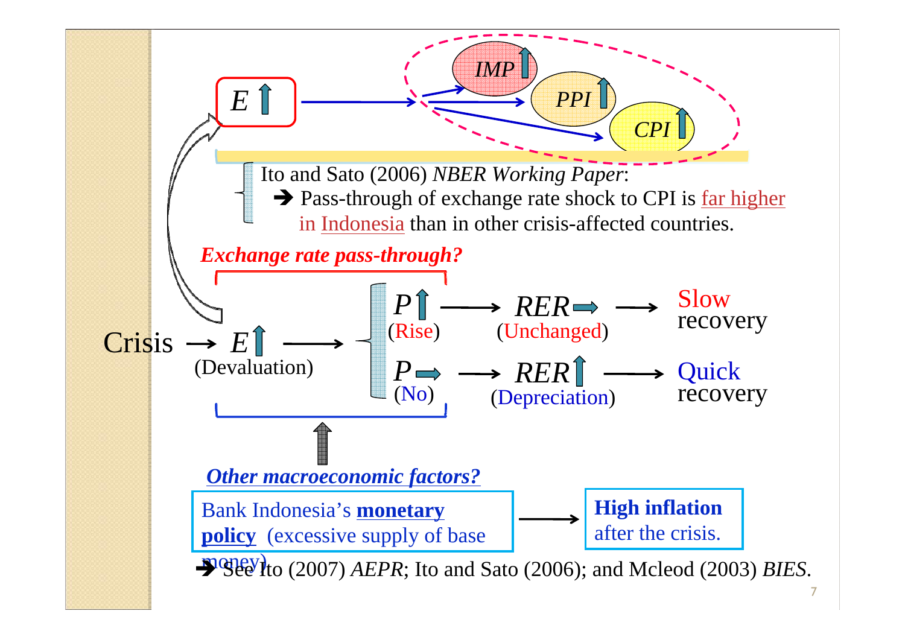$E \uparrow$ → $IMP \uparrow$, $PPI \uparrow$, $CPI \uparrow$

Ito and Sato (2006) *NBER Working Paper*:

➔ Pass-through of exchange rate shock to CPI is far higher in Indonesia than in other crisis-affected countries.

***Exchange rate pass-through?***

Crisis → $E \uparrow$ (Devaluation) →

- $P \uparrow$ (Rise) → $RER \rightarrow$ (Unchanged) → Slow recovery
- $P \rightarrow$ (No) → $RER \uparrow$ (Depreciation) → Quick recovery

***Other macroeconomic factors?***

Bank Indonesia's **monetary policy** (excessive supply of base money) → **High inflation** after the crisis.

➔ See Ito (2007) *AEPR*; Ito and Sato (2006); and Mcleod (2003) *BIES*.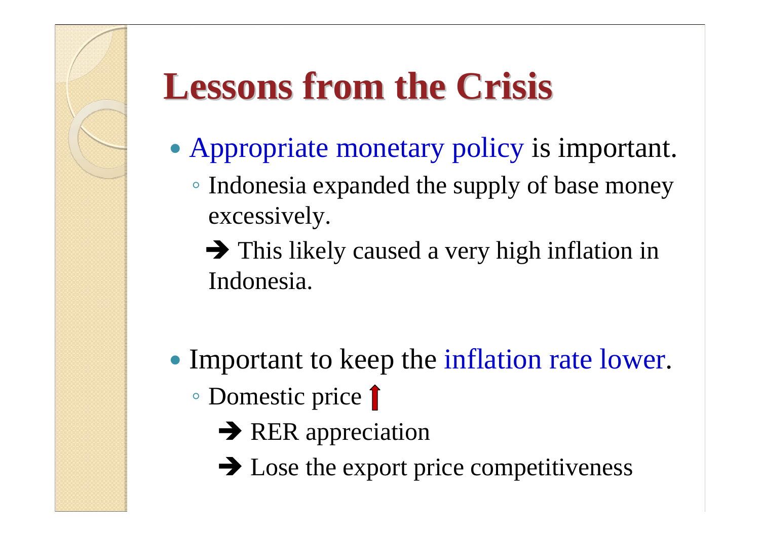# Lessons from the Crisis

- Appropriate monetary policy is important.
  - Indonesia expanded the supply of base money excessively.

    ➔ This likely caused a very high inflation in Indonesia.

- Important to keep the inflation rate lower.
  - Domestic price ↑
    - ➔ RER appreciation
    - ➔ Lose the export price competitiveness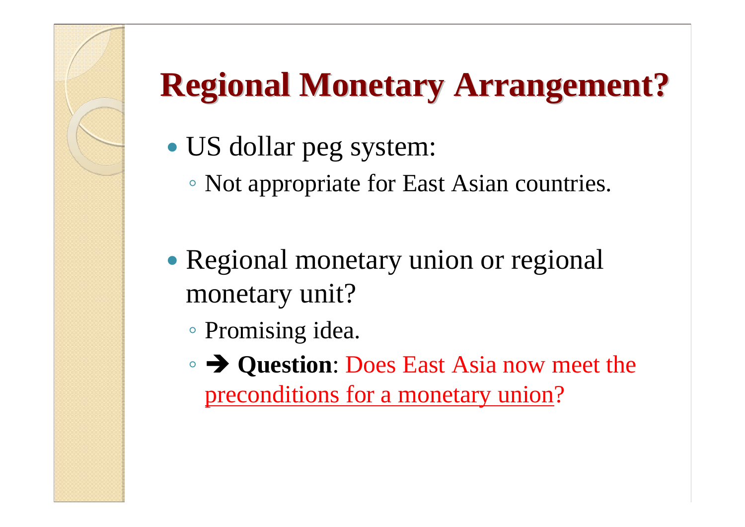# Regional Monetary Arrangement?

- US dollar peg system:
  - Not appropriate for East Asian countries.

- Regional monetary union or regional monetary unit?
  - Promising idea.
  - ➔ **Question**: Does East Asia now meet the preconditions for a monetary union?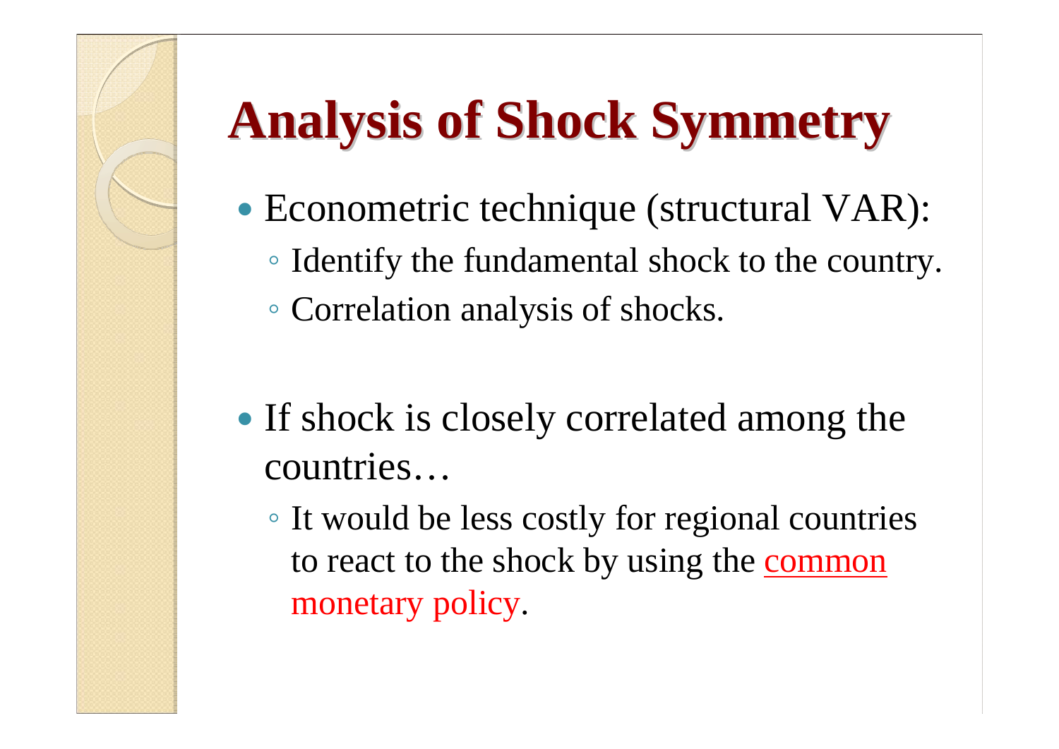# Analysis of Shock Symmetry

- Econometric technique (structural VAR):
  - Identify the fundamental shock to the country.
  - Correlation analysis of shocks.

- If shock is closely correlated among the countries…
  - It would be less costly for regional countries to react to the shock by using the common monetary policy.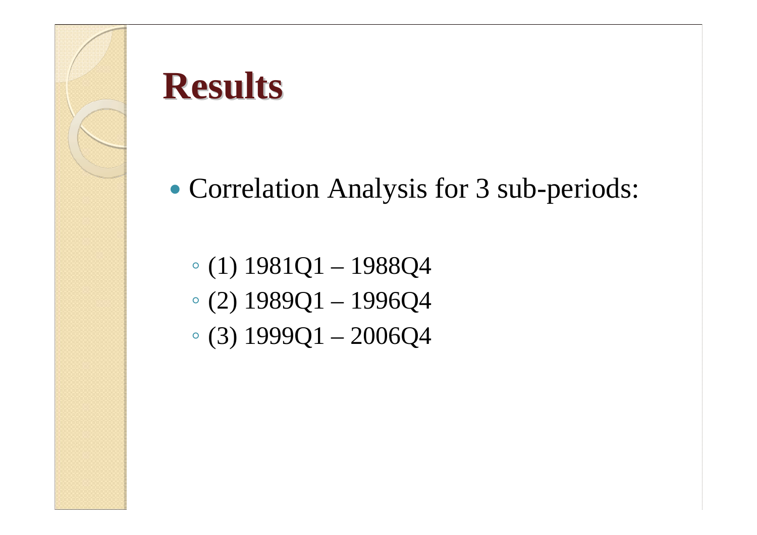# Results

- Correlation Analysis for 3 sub-periods:

  - (1) 1981Q1 – 1988Q4
  - (2) 1989Q1 – 1996Q4
  - (3) 1999Q1 – 2006Q4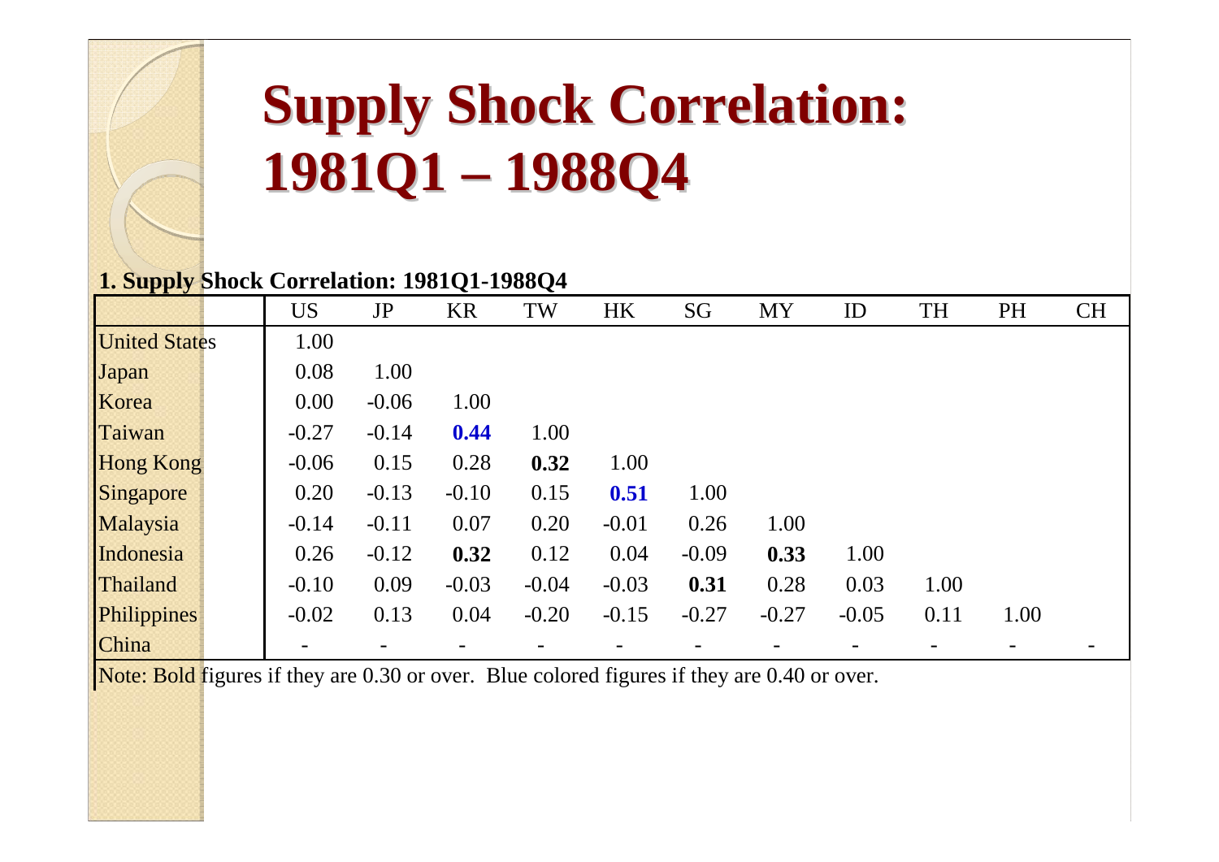# Supply Shock Correlation: 1981Q1 – 1988Q4

**1. Supply Shock Correlation: 1981Q1-1988Q4**

| | US | JP | KR | TW | HK | SG | MY | ID | TH | PH | CH |
|---|---|---|---|---|---|---|---|---|---|---|---|
| United States | 1.00 | | | | | | | | | | |
| Japan | 0.08 | 1.00 | | | | | | | | | |
| Korea | 0.00 | -0.06 | 1.00 | | | | | | | | |
| Taiwan | -0.27 | -0.14 | **0.44** | 1.00 | | | | | | | |
| Hong Kong | -0.06 | 0.15 | 0.28 | **0.32** | 1.00 | | | | | | |
| Singapore | 0.20 | -0.13 | -0.10 | 0.15 | **0.51** | 1.00 | | | | | |
| Malaysia | -0.14 | -0.11 | 0.07 | 0.20 | -0.01 | 0.26 | 1.00 | | | | |
| Indonesia | 0.26 | -0.12 | **0.32** | 0.12 | 0.04 | -0.09 | **0.33** | 1.00 | | | |
| Thailand | -0.10 | 0.09 | -0.03 | -0.04 | -0.03 | **0.31** | 0.28 | 0.03 | 1.00 | | |
| Philippines | -0.02 | 0.13 | 0.04 | -0.20 | -0.15 | -0.27 | -0.27 | -0.05 | 0.11 | 1.00 | |
| China | - | - | - | - | - | - | - | - | - | - | - |

Note: Bold figures if they are 0.30 or over. Blue colored figures if they are 0.40 or over.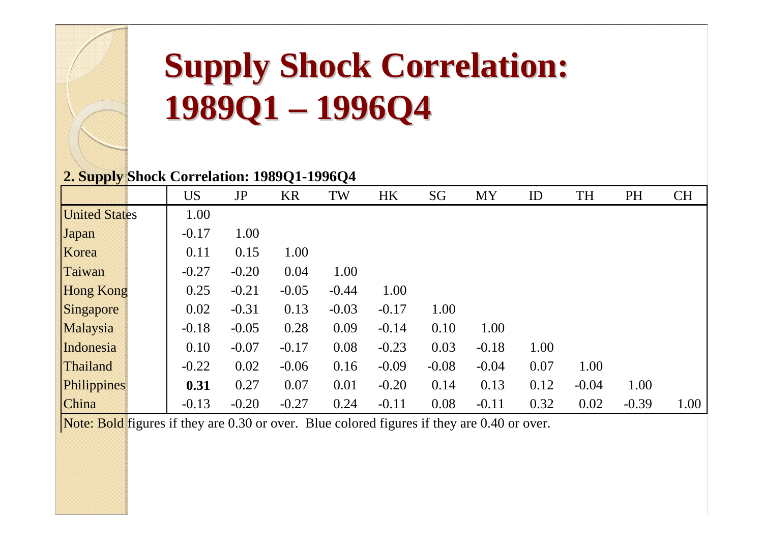# Supply Shock Correlation: 1989Q1 – 1996Q4

**2. Supply Shock Correlation: 1989Q1-1996Q4**

| | US | JP | KR | TW | HK | SG | MY | ID | TH | PH | CH |
|---|---|---|---|---|---|---|---|---|---|---|---|
| United States | 1.00 | | | | | | | | | | |
| Japan | -0.17 | 1.00 | | | | | | | | | |
| Korea | 0.11 | 0.15 | 1.00 | | | | | | | | |
| Taiwan | -0.27 | -0.20 | 0.04 | 1.00 | | | | | | | |
| Hong Kong | 0.25 | -0.21 | -0.05 | -0.44 | 1.00 | | | | | | |
| Singapore | 0.02 | -0.31 | 0.13 | -0.03 | -0.17 | 1.00 | | | | | |
| Malaysia | -0.18 | -0.05 | 0.28 | 0.09 | -0.14 | 0.10 | 1.00 | | | | |
| Indonesia | 0.10 | -0.07 | -0.17 | 0.08 | -0.23 | 0.03 | -0.18 | 1.00 | | | |
| Thailand | -0.22 | 0.02 | -0.06 | 0.16 | -0.09 | -0.08 | -0.04 | 0.07 | 1.00 | | |
| Philippines | **0.31** | 0.27 | 0.07 | 0.01 | -0.20 | 0.14 | 0.13 | 0.12 | -0.04 | 1.00 | |
| China | -0.13 | -0.20 | -0.27 | 0.24 | -0.11 | 0.08 | -0.11 | 0.32 | 0.02 | -0.39 | 1.00 |

Note: Bold figures if they are 0.30 or over. Blue colored figures if they are 0.40 or over.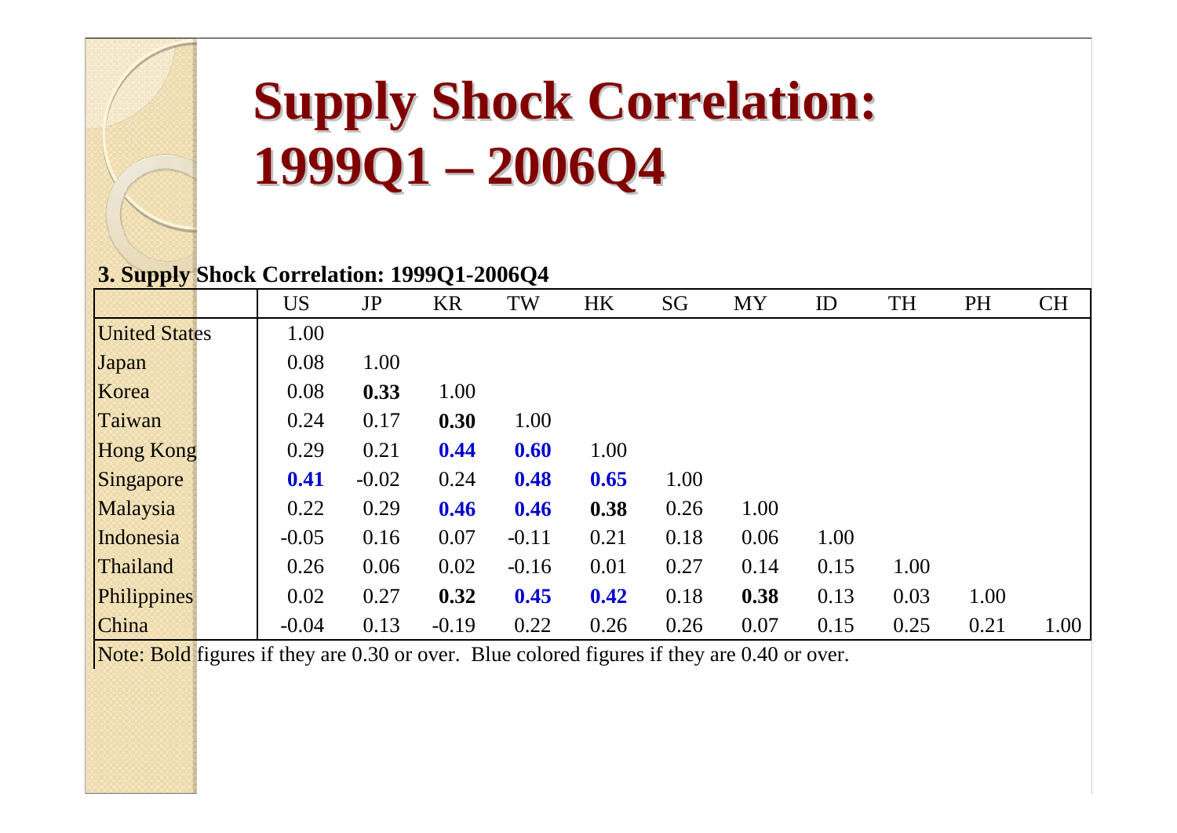# Supply Shock Correlation: 1999Q1 – 2006Q4

**3. Supply Shock Correlation: 1999Q1-2006Q4**

| | US | JP | KR | TW | HK | SG | MY | ID | TH | PH | CH |
|---|---|---|---|---|---|---|---|---|---|---|---|
| United States | 1.00 | | | | | | | | | | |
| Japan | 0.08 | 1.00 | | | | | | | | | |
| Korea | 0.08 | **0.33** | 1.00 | | | | | | | | |
| Taiwan | 0.24 | 0.17 | **0.30** | 1.00 | | | | | | | |
| Hong Kong | 0.29 | 0.21 | **0.44** | **0.60** | 1.00 | | | | | | |
| Singapore | **0.41** | -0.02 | 0.24 | **0.48** | **0.65** | 1.00 | | | | | |
| Malaysia | 0.22 | 0.29 | **0.46** | **0.46** | **0.38** | 0.26 | 1.00 | | | | |
| Indonesia | -0.05 | 0.16 | 0.07 | -0.11 | 0.21 | 0.18 | 0.06 | 1.00 | | | |
| Thailand | 0.26 | 0.06 | 0.02 | -0.16 | 0.01 | 0.27 | 0.14 | 0.15 | 1.00 | | |
| Philippines | 0.02 | 0.27 | **0.32** | **0.45** | **0.42** | 0.18 | **0.38** | 0.13 | 0.03 | 1.00 | |
| China | -0.04 | 0.13 | -0.19 | 0.22 | 0.26 | 0.26 | 0.07 | 0.15 | 0.25 | 0.21 | 1.00 |

Note: Bold figures if they are 0.30 or over. Blue colored figures if they are 0.40 or over.